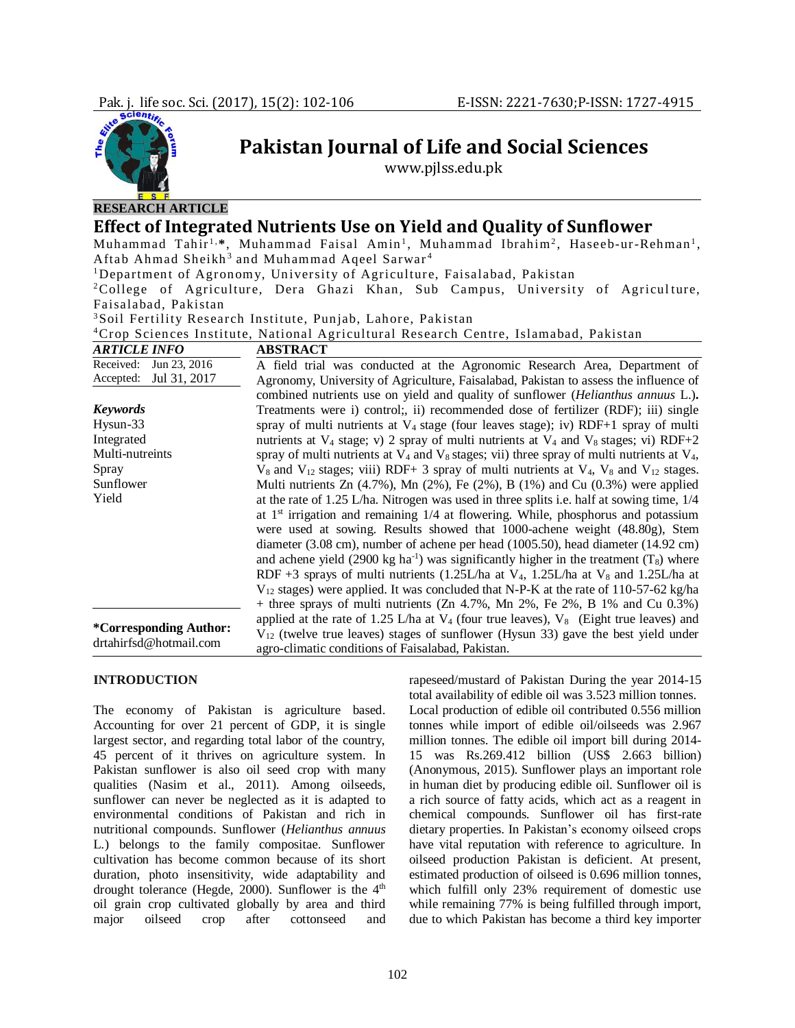**RESEARCH ARTICLE**

# Effect of Integrated Nutrients Use on Yield and Quality of Sunflower

Muhammad Tahir[1,*], Muhammad Faisal Amin[1], Muhammad Ibrahim[2], Haseeb-ur-Rehman[1], Aftab Ahmad Sheikh[3] and Muhammad Aqeel Sarwar[4]

[1]Department of Agronomy, University of Agriculture, Faisalabad, Pakistan

[2]College of Agriculture, Dera Ghazi Khan, Sub Campus, University of Agriculture, Faisalabad, Pakistan

[3]Soil Fertility Research Institute, Punjab, Lahore, Pakistan

[4]Crop Sciences Institute, National Agricultural Research Centre, Islamabad, Pakistan

**ARTICLE INFO**

Received: Jun 23, 2016
Accepted: Jul 31, 2017

***Keywords***
Hysun-33
Integrated
Multi-nutreints
Spray
Sunflower
Yield

**\*Corresponding Author:**
drtahirfsd@hotmail.com

**ABSTRACT**

A field trial was conducted at the Agronomic Research Area, Department of Agronomy, University of Agriculture, Faisalabad, Pakistan to assess the influence of combined nutrients use on yield and quality of sunflower (*Helianthus annuus* L.). Treatments were i) control;, ii) recommended dose of fertilizer (RDF); iii) single spray of multi nutrients at $V_4$ stage (four leaves stage); iv) RDF+1 spray of multi nutrients at $V_4$ stage; v) 2 spray of multi nutrients at $V_4$ and $V_8$ stages; vi) RDF+2 spray of multi nutrients at $V_4$ and $V_8$ stages; vii) three spray of multi nutrients at $V_4$, $V_8$ and $V_{12}$ stages; viii) RDF+ 3 spray of multi nutrients at $V_4$, $V_8$ and $V_{12}$ stages. Multi nutrients Zn (4.7%), Mn (2%), Fe (2%), B (1%) and Cu (0.3%) were applied at the rate of 1.25 L/ha. Nitrogen was used in three splits i.e. half at sowing time, 1/4 at 1st irrigation and remaining 1/4 at flowering. While, phosphorus and potassium were used at sowing. Results showed that 1000-achene weight (48.80g), Stem diameter (3.08 cm), number of achene per head (1005.50), head diameter (14.92 cm) and achene yield (2900 kg $ha^{-1}$) was significantly higher in the treatment ($T_8$) where RDF +3 sprays of multi nutrients (1.25L/ha at $V_4$, 1.25L/ha at $V_8$ and 1.25L/ha at $V_{12}$ stages) were applied. It was concluded that N-P-K at the rate of 110-57-62 kg/ha + three sprays of multi nutrients (Zn 4.7%, Mn 2%, Fe 2%, B 1% and Cu 0.3%) applied at the rate of 1.25 L/ha at $V_4$ (four true leaves), $V_8$ (Eight true leaves) and $V_{12}$ (twelve true leaves) stages of sunflower (Hysun 33) gave the best yield under agro-climatic conditions of Faisalabad, Pakistan.

## INTRODUCTION

The economy of Pakistan is agriculture based. Accounting for over 21 percent of GDP, it is single largest sector, and regarding total labor of the country, 45 percent of it thrives on agriculture system. In Pakistan sunflower is also oil seed crop with many qualities (Nasim et al., 2011). Among oilseeds, sunflower can never be neglected as it is adapted to environmental conditions of Pakistan and rich in nutritional compounds. Sunflower (*Helianthus annuus* L.) belongs to the family compositae. Sunflower cultivation has become common because of its short duration, photo insensitivity, wide adaptability and drought tolerance (Hegde, 2000). Sunflower is the 4th oil grain crop cultivated globally by area and third major oilseed crop after cottonseed and rapeseed/mustard of Pakistan During the year 2014-15 total availability of edible oil was 3.523 million tonnes. Local production of edible oil contributed 0.556 million tonnes while import of edible oil/oilseeds was 2.967 million tonnes. The edible oil import bill during 2014-15 was Rs.269.412 billion (US$ 2.663 billion) (Anonymous, 2015). Sunflower plays an important role in human diet by producing edible oil. Sunflower oil is a rich source of fatty acids, which act as a reagent in chemical compounds. Sunflower oil has first-rate dietary properties. In Pakistan's economy oilseed crops have vital reputation with reference to agriculture. In oilseed production Pakistan is deficient. At present, estimated production of oilseed is 0.696 million tonnes, which fulfill only 23% requirement of domestic use while remaining 77% is being fulfilled through import, due to which Pakistan has become a third key importer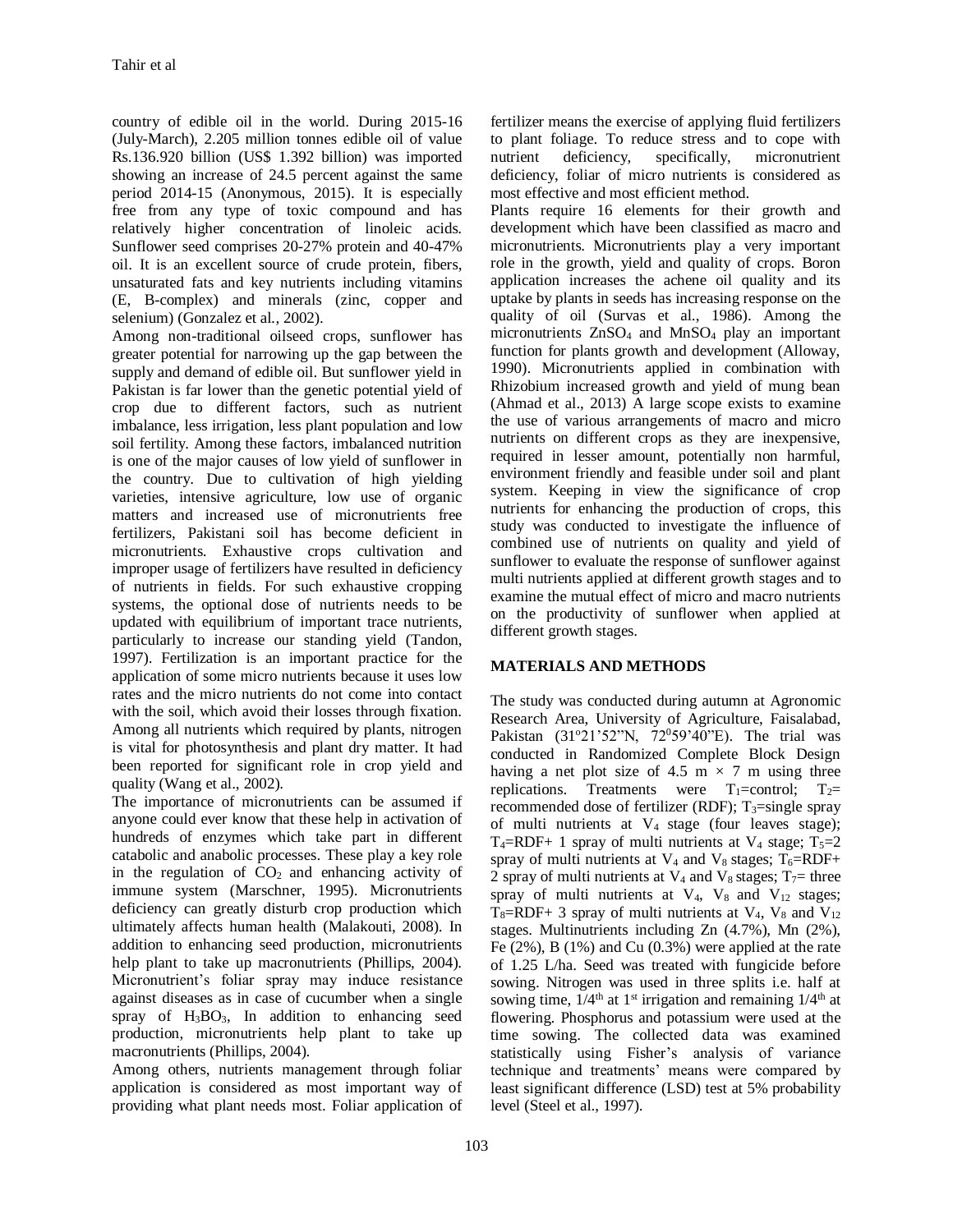country of edible oil in the world. During 2015-16 (July-March), 2.205 million tonnes edible oil of value Rs.136.920 billion (US$ 1.392 billion) was imported showing an increase of 24.5 percent against the same period 2014-15 (Anonymous, 2015). It is especially free from any type of toxic compound and has relatively higher concentration of linoleic acids. Sunflower seed comprises 20-27% protein and 40-47% oil. It is an excellent source of crude protein, fibers, unsaturated fats and key nutrients including vitamins (E, B-complex) and minerals (zinc, copper and selenium) (Gonzalez et al., 2002).

Among non-traditional oilseed crops, sunflower has greater potential for narrowing up the gap between the supply and demand of edible oil. But sunflower yield in Pakistan is far lower than the genetic potential yield of crop due to different factors, such as nutrient imbalance, less irrigation, less plant population and low soil fertility. Among these factors, imbalanced nutrition is one of the major causes of low yield of sunflower in the country. Due to cultivation of high yielding varieties, intensive agriculture, low use of organic matters and increased use of micronutrients free fertilizers, Pakistani soil has become deficient in micronutrients. Exhaustive crops cultivation and improper usage of fertilizers have resulted in deficiency of nutrients in fields. For such exhaustive cropping systems, the optional dose of nutrients needs to be updated with equilibrium of important trace nutrients, particularly to increase our standing yield (Tandon, 1997). Fertilization is an important practice for the application of some micro nutrients because it uses low rates and the micro nutrients do not come into contact with the soil, which avoid their losses through fixation. Among all nutrients which required by plants, nitrogen is vital for photosynthesis and plant dry matter. It had been reported for significant role in crop yield and quality (Wang et al., 2002).

The importance of micronutrients can be assumed if anyone could ever know that these help in activation of hundreds of enzymes which take part in different catabolic and anabolic processes. These play a key role in the regulation of $CO_2$ and enhancing activity of immune system (Marschner, 1995). Micronutrients deficiency can greatly disturb crop production which ultimately affects human health (Malakouti, 2008). In addition to enhancing seed production, micronutrients help plant to take up macronutrients (Phillips, 2004). Micronutrient's foliar spray may induce resistance against diseases as in case of cucumber when a single spray of $H_3BO_3$, In addition to enhancing seed production, micronutrients help plant to take up macronutrients (Phillips, 2004).

Among others, nutrients management through foliar application is considered as most important way of providing what plant needs most. Foliar application of fertilizer means the exercise of applying fluid fertilizers to plant foliage. To reduce stress and to cope with nutrient deficiency, specifically, micronutrient deficiency, foliar of micro nutrients is considered as most effective and most efficient method.

Plants require 16 elements for their growth and development which have been classified as macro and micronutrients. Micronutrients play a very important role in the growth, yield and quality of crops. Boron application increases the achene oil quality and its uptake by plants in seeds has increasing response on the quality of oil (Survas et al., 1986). Among the micronutrients $ZnSO_4$ and $MnSO_4$ play an important function for plants growth and development (Alloway, 1990). Micronutrients applied in combination with Rhizobium increased growth and yield of mung bean (Ahmad et al., 2013) A large scope exists to examine the use of various arrangements of macro and micro nutrients on different crops as they are inexpensive, required in lesser amount, potentially non harmful, environment friendly and feasible under soil and plant system. Keeping in view the significance of crop nutrients for enhancing the production of crops, this study was conducted to investigate the influence of combined use of nutrients on quality and yield of sunflower to evaluate the response of sunflower against multi nutrients applied at different growth stages and to examine the mutual effect of micro and macro nutrients on the productivity of sunflower when applied at different growth stages.

## MATERIALS AND METHODS

The study was conducted during autumn at Agronomic Research Area, University of Agriculture, Faisalabad, Pakistan (31°21'52"N, 72°59'40"E). The trial was conducted in Randomized Complete Block Design having a net plot size of 4.5 m × 7 m using three replications. Treatments were $T_1$=control; $T_2$= recommended dose of fertilizer (RDF); $T_3$=single spray of multi nutrients at $V_4$ stage (four leaves stage); $T_4$=RDF+ 1 spray of multi nutrients at $V_4$ stage; $T_5$=2 spray of multi nutrients at $V_4$ and $V_8$ stages; $T_6$=RDF+ 2 spray of multi nutrients at $V_4$ and $V_8$ stages; $T_7$= three spray of multi nutrients at $V_4$, $V_8$ and $V_{12}$ stages; $T_8$=RDF+ 3 spray of multi nutrients at $V_4$, $V_8$ and $V_{12}$ stages. Multinutrients including Zn (4.7%), Mn (2%), Fe (2%), B (1%) and Cu (0.3%) were applied at the rate of 1.25 L/ha. Seed was treated with fungicide before sowing. Nitrogen was used in three splits i.e. half at sowing time, 1/4th at 1st irrigation and remaining 1/4th at flowering. Phosphorus and potassium were used at the time sowing. The collected data was examined statistically using Fisher's analysis of variance technique and treatments' means were compared by least significant difference (LSD) test at 5% probability level (Steel et al., 1997).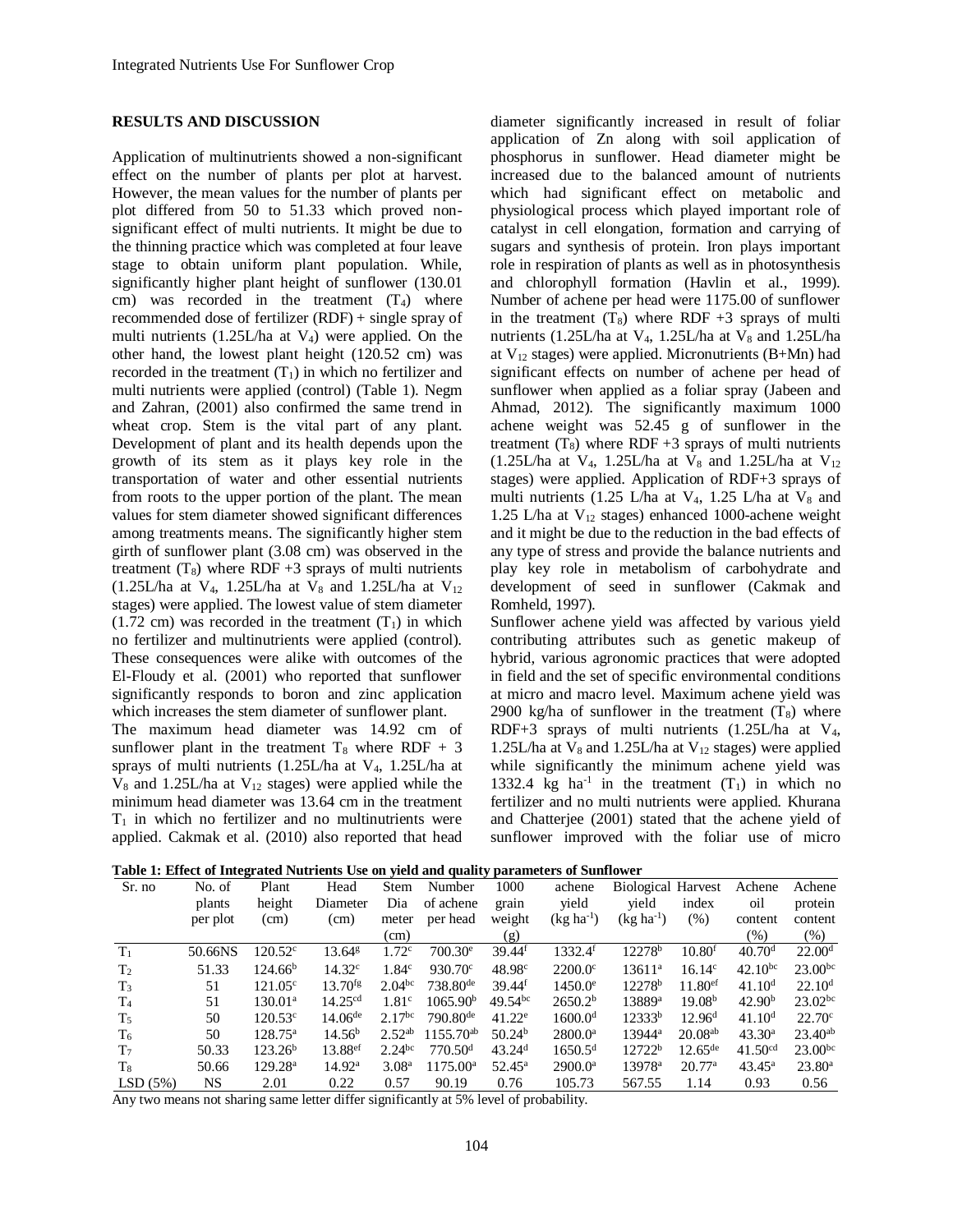## RESULTS AND DISCUSSION

Application of multinutrients showed a non-significant effect on the number of plants per plot at harvest. However, the mean values for the number of plants per plot differed from 50 to 51.33 which proved non-significant effect of multi nutrients. It might be due to the thinning practice which was completed at four leave stage to obtain uniform plant population. While, significantly higher plant height of sunflower (130.01 cm) was recorded in the treatment ($T_4$) where recommended dose of fertilizer (RDF) + single spray of multi nutrients (1.25L/ha at $V_4$) were applied. On the other hand, the lowest plant height (120.52 cm) was recorded in the treatment ($T_1$) in which no fertilizer and multi nutrients were applied (control) (Table 1). Negm and Zahran, (2001) also confirmed the same trend in wheat crop. Stem is the vital part of any plant. Development of plant and its health depends upon the growth of its stem as it plays key role in the transportation of water and other essential nutrients from roots to the upper portion of the plant. The mean values for stem diameter showed significant differences among treatments means. The significantly higher stem girth of sunflower plant (3.08 cm) was observed in the treatment ($T_8$) where RDF +3 sprays of multi nutrients (1.25L/ha at $V_4$, 1.25L/ha at $V_8$ and 1.25L/ha at $V_{12}$ stages) were applied. The lowest value of stem diameter (1.72 cm) was recorded in the treatment ($T_1$) in which no fertilizer and multinutrients were applied (control). These consequences were alike with outcomes of the El-Floudy et al. (2001) who reported that sunflower significantly responds to boron and zinc application which increases the stem diameter of sunflower plant.

The maximum head diameter was 14.92 cm of sunflower plant in the treatment $T_8$ where RDF + 3 sprays of multi nutrients (1.25L/ha at $V_4$, 1.25L/ha at $V_8$ and 1.25L/ha at $V_{12}$ stages) were applied while the minimum head diameter was 13.64 cm in the treatment $T_1$ in which no fertilizer and no multinutrients were applied. Cakmak et al. (2010) also reported that head diameter significantly increased in result of foliar application of Zn along with soil application of phosphorus in sunflower. Head diameter might be increased due to the balanced amount of nutrients which had significant effect on metabolic and physiological process which played important role of catalyst in cell elongation, formation and carrying of sugars and synthesis of protein. Iron plays important role in respiration of plants as well as in photosynthesis and chlorophyll formation (Havlin et al., 1999). Number of achene per head were 1175.00 of sunflower in the treatment ($T_8$) where RDF +3 sprays of multi nutrients (1.25L/ha at $V_4$, 1.25L/ha at $V_8$ and 1.25L/ha at $V_{12}$ stages) were applied. Micronutrients (B+Mn) had significant effects on number of achene per head of sunflower when applied as a foliar spray (Jabeen and Ahmad, 2012). The significantly maximum 1000 achene weight was 52.45 g of sunflower in the treatment ($T_8$) where RDF +3 sprays of multi nutrients (1.25L/ha at $V_4$, 1.25L/ha at $V_8$ and 1.25L/ha at $V_{12}$ stages) were applied. Application of RDF+3 sprays of multi nutrients (1.25 L/ha at $V_4$, 1.25 L/ha at $V_8$ and 1.25 L/ha at $V_{12}$ stages) enhanced 1000-achene weight and it might be due to the reduction in the bad effects of any type of stress and provide the balance nutrients and play key role in metabolism of carbohydrate and development of seed in sunflower (Cakmak and Romheld, 1997).

Sunflower achene yield was affected by various yield contributing attributes such as genetic makeup of hybrid, various agronomic practices that were adopted in field and the set of specific environmental conditions at micro and macro level. Maximum achene yield was 2900 kg/ha of sunflower in the treatment ($T_8$) where RDF+3 sprays of multi nutrients (1.25L/ha at $V_4$, 1.25L/ha at $V_8$ and 1.25L/ha at $V_{12}$ stages) were applied while significantly the minimum achene yield was 1332.4 kg $ha^{-1}$ in the treatment ($T_1$) in which no fertilizer and no multi nutrients were applied. Khurana and Chatterjee (2001) stated that the achene yield of sunflower improved with the foliar use of micro

**Table 1: Effect of Integrated Nutrients Use on yield and quality parameters of Sunflower**

| Sr. no | No. of plants per plot | Plant height (cm) | Head Diameter (cm) | Stem Dia meter (cm) | Number of achene per head | 1000 grain weight (g) | achene yield ($kg\ ha^{-1}$) | Biological yield ($kg\ ha^{-1}$) | Harvest index (%) | Achene oil content (%) | Achene protein content (%) |
|---|---|---|---|---|---|---|---|---|---|---|---|
| $T_1$ | 50.66NS | $120.52^{c}$ | $13.64^{g}$ | $1.72^{c}$ | $700.30^{e}$ | $39.44^{f}$ | $1332.4^{f}$ | $12278^{b}$ | $10.80^{f}$ | $40.70^{d}$ | $22.00^{d}$ |
| $T_2$ | 51.33 | $124.66^{b}$ | $14.32^{c}$ | $1.84^{c}$ | $930.70^{c}$ | $48.98^{c}$ | $2200.0^{c}$ | $13611^{a}$ | $16.14^{c}$ | $42.10^{bc}$ | $23.00^{bc}$ |
| $T_3$ | 51 | $121.05^{c}$ | $13.70^{fg}$ | $2.04^{bc}$ | $738.80^{de}$ | $39.44^{f}$ | $1450.0^{e}$ | $12278^{b}$ | $11.80^{ef}$ | $41.10^{d}$ | $22.10^{d}$ |
| $T_4$ | 51 | $130.01^{a}$ | $14.25^{cd}$ | $1.81^{c}$ | $1065.90^{b}$ | $49.54^{bc}$ | $2650.2^{b}$ | $13889^{a}$ | $19.08^{b}$ | $42.90^{b}$ | $23.02^{bc}$ |
| $T_5$ | 50 | $120.53^{c}$ | $14.06^{de}$ | $2.17^{bc}$ | $790.80^{de}$ | $41.22^{e}$ | $1600.0^{d}$ | $12333^{b}$ | $12.96^{d}$ | $41.10^{d}$ | $22.70^{c}$ |
| $T_6$ | 50 | $128.75^{a}$ | $14.56^{b}$ | $2.52^{ab}$ | $1155.70^{ab}$ | $50.24^{b}$ | $2800.0^{a}$ | $13944^{a}$ | $20.08^{ab}$ | $43.30^{a}$ | $23.40^{ab}$ |
| $T_7$ | 50.33 | $123.26^{b}$ | $13.88^{ef}$ | $2.24^{bc}$ | $770.50^{d}$ | $43.24^{d}$ | $1650.5^{d}$ | $12722^{b}$ | $12.65^{de}$ | $41.50^{cd}$ | $23.00^{bc}$ |
| $T_8$ | 50.66 | $129.28^{a}$ | $14.92^{a}$ | $3.08^{a}$ | $1175.00^{a}$ | $52.45^{a}$ | $2900.0^{a}$ | $13978^{a}$ | $20.77^{a}$ | $43.45^{a}$ | $23.80^{a}$ |
| LSD (5%) | NS | 2.01 | 0.22 | 0.57 | 90.19 | 0.76 | 105.73 | 567.55 | 1.14 | 0.93 | 0.56 |

Any two means not sharing same letter differ significantly at 5% level of probability.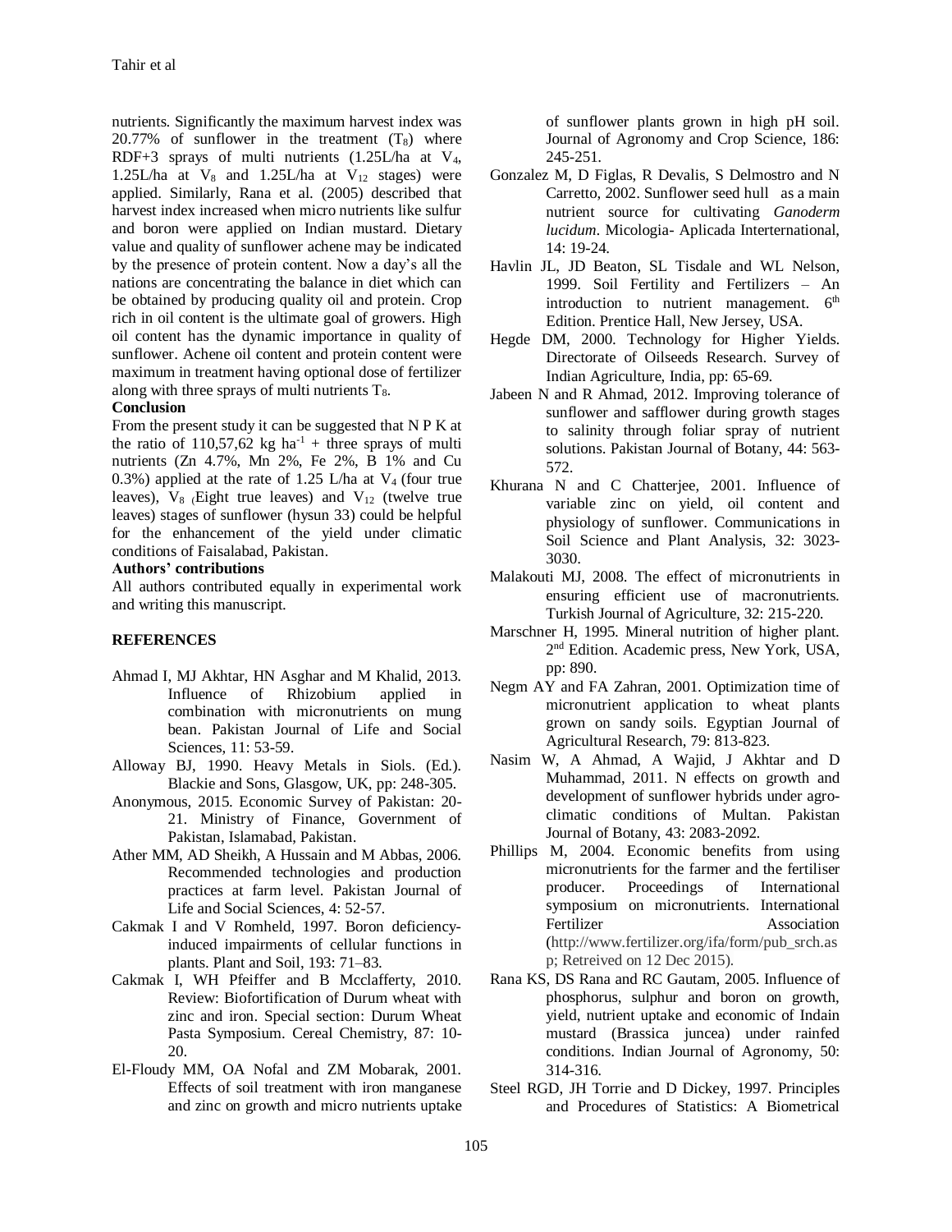nutrients. Significantly the maximum harvest index was 20.77% of sunflower in the treatment ($T_8$) where RDF+3 sprays of multi nutrients (1.25L/ha at $V_4$, 1.25L/ha at $V_8$ and 1.25L/ha at $V_{12}$ stages) were applied. Similarly, Rana et al. (2005) described that harvest index increased when micro nutrients like sulfur and boron were applied on Indian mustard. Dietary value and quality of sunflower achene may be indicated by the presence of protein content. Now a day's all the nations are concentrating the balance in diet which can be obtained by producing quality oil and protein. Crop rich in oil content is the ultimate goal of growers. High oil content has the dynamic importance in quality of sunflower. Achene oil content and protein content were maximum in treatment having optional dose of fertilizer along with three sprays of multi nutrients $T_8$.

**Conclusion**

From the present study it can be suggested that N P K at the ratio of 110,57,62 kg $ha^{-1}$ + three sprays of multi nutrients (Zn 4.7%, Mn 2%, Fe 2%, B 1% and Cu 0.3%) applied at the rate of 1.25 L/ha at $V_4$ (four true leaves), $V_8$ (Eight true leaves) and $V_{12}$ (twelve true leaves) stages of sunflower (hysun 33) could be helpful for the enhancement of the yield under climatic conditions of Faisalabad, Pakistan.

**Authors' contributions**

All authors contributed equally in experimental work and writing this manuscript.

## REFERENCES

Ahmad I, MJ Akhtar, HN Asghar and M Khalid, 2013. Influence of Rhizobium applied in combination with micronutrients on mung bean. Pakistan Journal of Life and Social Sciences, 11: 53-59.

Alloway BJ, 1990. Heavy Metals in Siols. (Ed.). Blackie and Sons, Glasgow, UK, pp: 248-305.

Anonymous, 2015. Economic Survey of Pakistan: 20-21. Ministry of Finance, Government of Pakistan, Islamabad, Pakistan.

Ather MM, AD Sheikh, A Hussain and M Abbas, 2006. Recommended technologies and production practices at farm level. Pakistan Journal of Life and Social Sciences, 4: 52-57.

Cakmak I and V Romheld, 1997. Boron deficiency-induced impairments of cellular functions in plants. Plant and Soil, 193: 71–83.

Cakmak I, WH Pfeiffer and B Mcclafferty, 2010. Review: Biofortification of Durum wheat with zinc and iron. Special section: Durum Wheat Pasta Symposium. Cereal Chemistry, 87: 10-20.

El-Floudy MM, OA Nofal and ZM Mobarak, 2001. Effects of soil treatment with iron manganese and zinc on growth and micro nutrients uptake of sunflower plants grown in high pH soil. Journal of Agronomy and Crop Science, 186: 245-251.

Gonzalez M, D Figlas, R Devalis, S Delmostro and N Carretto, 2002. Sunflower seed hull as a main nutrient source for cultivating *Ganoderm lucidum*. Micologia- Aplicada Interternational, 14: 19-24.

Havlin JL, JD Beaton, SL Tisdale and WL Nelson, 1999. Soil Fertility and Fertilizers – An introduction to nutrient management. 6th Edition. Prentice Hall, New Jersey, USA.

Hegde DM, 2000. Technology for Higher Yields. Directorate of Oilseeds Research. Survey of Indian Agriculture, India, pp: 65-69.

Jabeen N and R Ahmad, 2012. Improving tolerance of sunflower and safflower during growth stages to salinity through foliar spray of nutrient solutions. Pakistan Journal of Botany, 44: 563-572.

Khurana N and C Chatterjee, 2001. Influence of variable zinc on yield, oil content and physiology of sunflower. Communications in Soil Science and Plant Analysis, 32: 3023-3030.

Malakouti MJ, 2008. The effect of micronutrients in ensuring efficient use of macronutrients. Turkish Journal of Agriculture, 32: 215-220.

Marschner H, 1995. Mineral nutrition of higher plant. 2nd Edition. Academic press, New York, USA, pp: 890.

Negm AY and FA Zahran, 2001. Optimization time of micronutrient application to wheat plants grown on sandy soils. Egyptian Journal of Agricultural Research, 79: 813-823.

Nasim W, A Ahmad, A Wajid, J Akhtar and D Muhammad, 2011. N effects on growth and development of sunflower hybrids under agro-climatic conditions of Multan. Pakistan Journal of Botany, 43: 2083-2092.

Phillips M, 2004. Economic benefits from using micronutrients for the farmer and the fertiliser producer. Proceedings of International symposium on micronutrients. International Fertilizer Association (http://www.fertilizer.org/ifa/form/pub_srch.asp; Retreived on 12 Dec 2015).

Rana KS, DS Rana and RC Gautam, 2005. Influence of phosphorus, sulphur and boron on growth, yield, nutrient uptake and economic of Indain mustard (Brassica juncea) under rainfed conditions. Indian Journal of Agronomy, 50: 314-316.

Steel RGD, JH Torrie and D Dickey, 1997. Principles and Procedures of Statistics: A Biometrical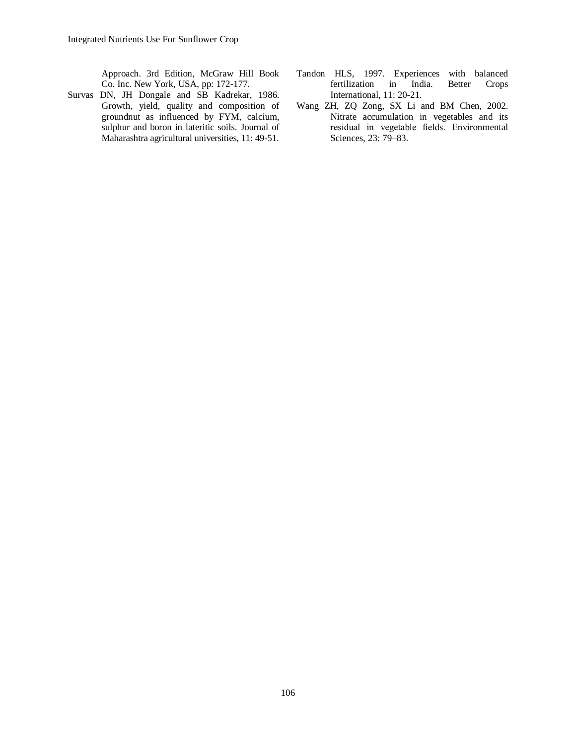Approach. 3rd Edition, McGraw Hill Book Co. Inc. New York, USA, pp: 172-177.

Survas DN, JH Dongale and SB Kadrekar, 1986. Growth, yield, quality and composition of groundnut as influenced by FYM, calcium, sulphur and boron in lateritic soils. Journal of Maharashtra agricultural universities, 11: 49-51.

Tandon HLS, 1997. Experiences with balanced fertilization in India. Better Crops International, 11: 20-21.

Wang ZH, ZQ Zong, SX Li and BM Chen, 2002. Nitrate accumulation in vegetables and its residual in vegetable fields. Environmental Sciences, 23: 79–83.